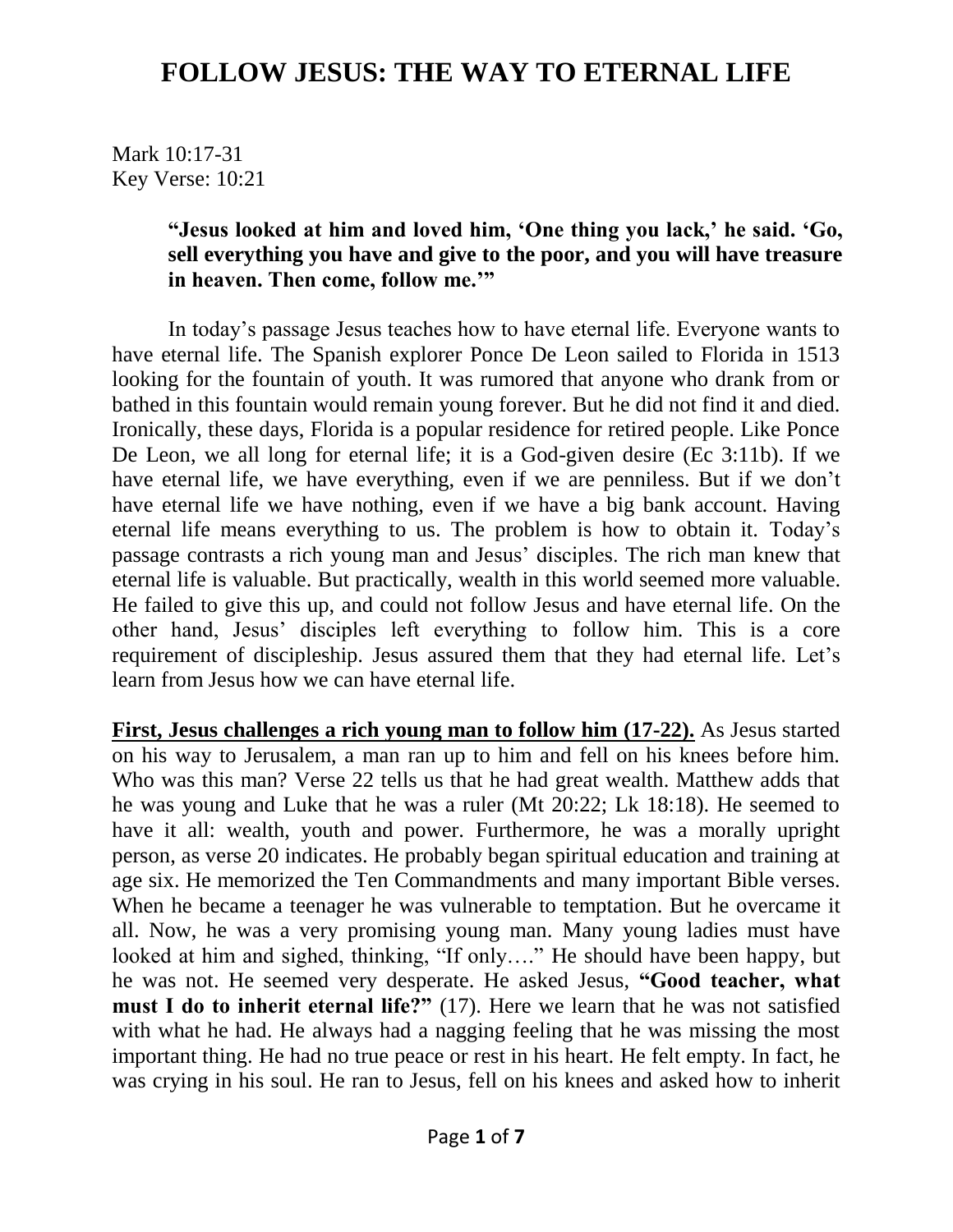# FOLLOW JESUS: THE WAY TO ETERNAL LIFE

Mark 10:17-31
Key Verse: 10:21

> **"Jesus looked at him and loved him, 'One thing you lack,' he said. 'Go, sell everything you have and give to the poor, and you will have treasure in heaven. Then come, follow me.'"**

In today's passage Jesus teaches how to have eternal life. Everyone wants to have eternal life. The Spanish explorer Ponce De Leon sailed to Florida in 1513 looking for the fountain of youth. It was rumored that anyone who drank from or bathed in this fountain would remain young forever. But he did not find it and died. Ironically, these days, Florida is a popular residence for retired people. Like Ponce De Leon, we all long for eternal life; it is a God-given desire (Ec 3:11b). If we have eternal life, we have everything, even if we are penniless. But if we don't have eternal life we have nothing, even if we have a big bank account. Having eternal life means everything to us. The problem is how to obtain it. Today's passage contrasts a rich young man and Jesus' disciples. The rich man knew that eternal life is valuable. But practically, wealth in this world seemed more valuable. He failed to give this up, and could not follow Jesus and have eternal life. On the other hand, Jesus' disciples left everything to follow him. This is a core requirement of discipleship. Jesus assured them that they had eternal life. Let's learn from Jesus how we can have eternal life.

**First, Jesus challenges a rich young man to follow him (17-22).** As Jesus started on his way to Jerusalem, a man ran up to him and fell on his knees before him. Who was this man? Verse 22 tells us that he had great wealth. Matthew adds that he was young and Luke that he was a ruler (Mt 20:22; Lk 18:18). He seemed to have it all: wealth, youth and power. Furthermore, he was a morally upright person, as verse 20 indicates. He probably began spiritual education and training at age six. He memorized the Ten Commandments and many important Bible verses. When he became a teenager he was vulnerable to temptation. But he overcame it all. Now, he was a very promising young man. Many young ladies must have looked at him and sighed, thinking, "If only…." He should have been happy, but he was not. He seemed very desperate. He asked Jesus, **"Good teacher, what must I do to inherit eternal life?"** (17). Here we learn that he was not satisfied with what he had. He always had a nagging feeling that he was missing the most important thing. He had no true peace or rest in his heart. He felt empty. In fact, he was crying in his soul. He ran to Jesus, fell on his knees and asked how to inherit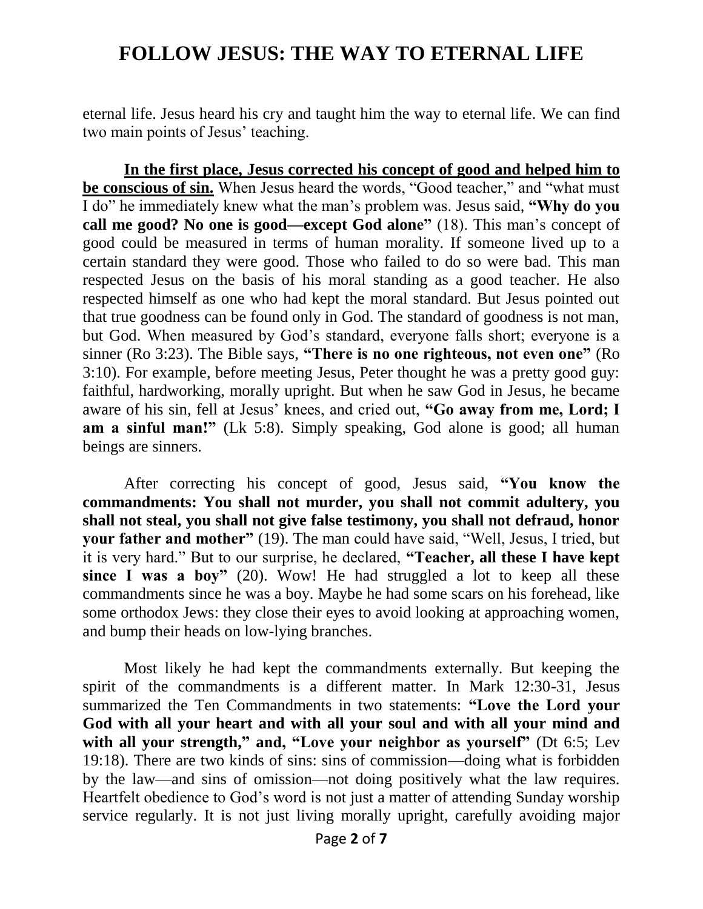eternal life. Jesus heard his cry and taught him the way to eternal life. We can find two main points of Jesus' teaching.

**In the first place, Jesus corrected his concept of good and helped him to be conscious of sin.** When Jesus heard the words, "Good teacher," and "what must I do" he immediately knew what the man's problem was. Jesus said, **"Why do you call me good? No one is good—except God alone"** (18). This man's concept of good could be measured in terms of human morality. If someone lived up to a certain standard they were good. Those who failed to do so were bad. This man respected Jesus on the basis of his moral standing as a good teacher. He also respected himself as one who had kept the moral standard. But Jesus pointed out that true goodness can be found only in God. The standard of goodness is not man, but God. When measured by God's standard, everyone falls short; everyone is a sinner (Ro 3:23). The Bible says, **"There is no one righteous, not even one"** (Ro 3:10). For example, before meeting Jesus, Peter thought he was a pretty good guy: faithful, hardworking, morally upright. But when he saw God in Jesus, he became aware of his sin, fell at Jesus' knees, and cried out, **"Go away from me, Lord; I am a sinful man!"** (Lk 5:8). Simply speaking, God alone is good; all human beings are sinners.

After correcting his concept of good, Jesus said, **"You know the commandments: You shall not murder, you shall not commit adultery, you shall not steal, you shall not give false testimony, you shall not defraud, honor your father and mother"** (19). The man could have said, "Well, Jesus, I tried, but it is very hard." But to our surprise, he declared, **"Teacher, all these I have kept since I was a boy"** (20). Wow! He had struggled a lot to keep all these commandments since he was a boy. Maybe he had some scars on his forehead, like some orthodox Jews: they close their eyes to avoid looking at approaching women, and bump their heads on low-lying branches.

Most likely he had kept the commandments externally. But keeping the spirit of the commandments is a different matter. In Mark 12:30-31, Jesus summarized the Ten Commandments in two statements: **"Love the Lord your God with all your heart and with all your soul and with all your mind and with all your strength," and, "Love your neighbor as yourself"** (Dt 6:5; Lev 19:18). There are two kinds of sins: sins of commission—doing what is forbidden by the law—and sins of omission—not doing positively what the law requires. Heartfelt obedience to God's word is not just a matter of attending Sunday worship service regularly. It is not just living morally upright, carefully avoiding major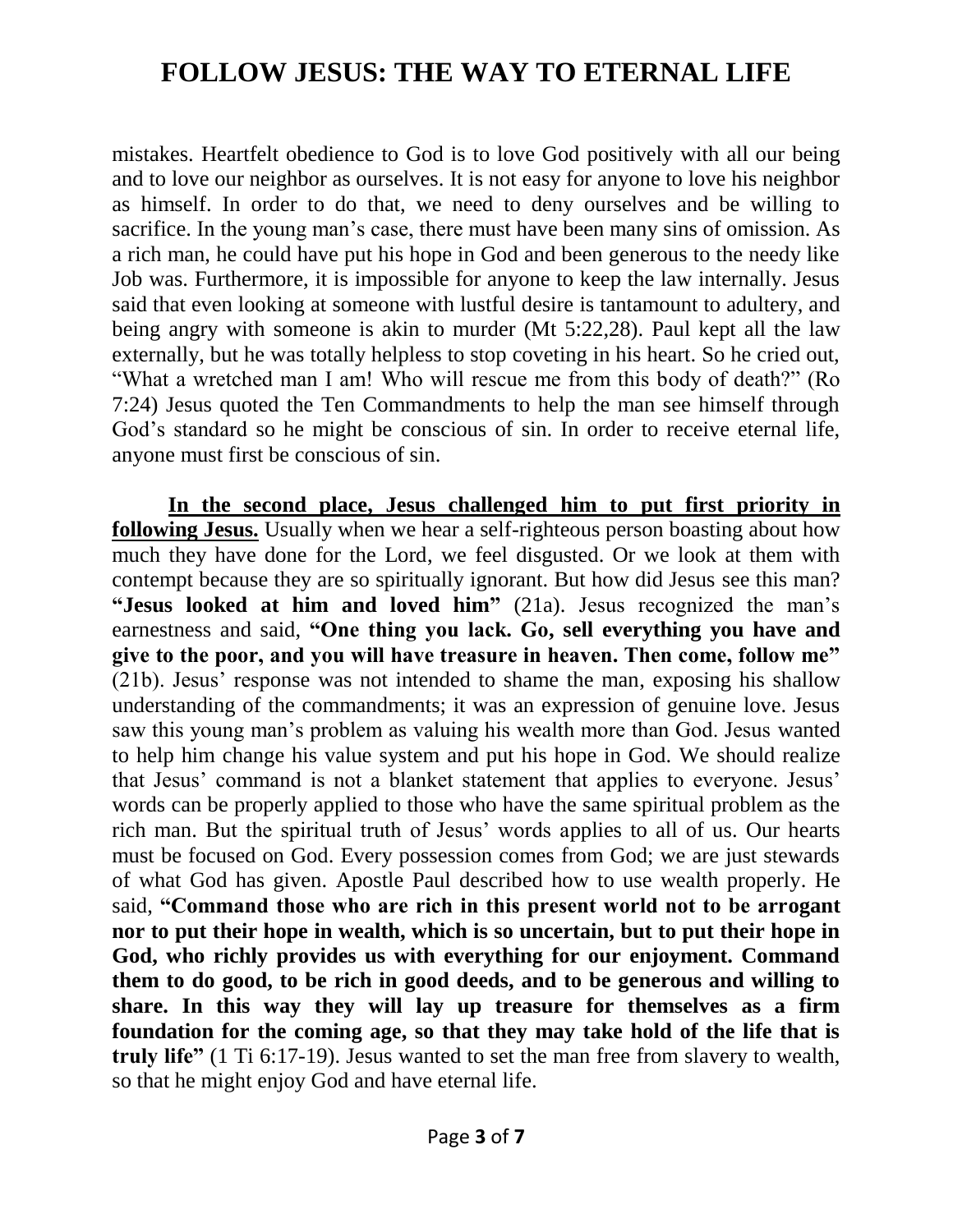mistakes. Heartfelt obedience to God is to love God positively with all our being and to love our neighbor as ourselves. It is not easy for anyone to love his neighbor as himself. In order to do that, we need to deny ourselves and be willing to sacrifice. In the young man's case, there must have been many sins of omission. As a rich man, he could have put his hope in God and been generous to the needy like Job was. Furthermore, it is impossible for anyone to keep the law internally. Jesus said that even looking at someone with lustful desire is tantamount to adultery, and being angry with someone is akin to murder (Mt 5:22,28). Paul kept all the law externally, but he was totally helpless to stop coveting in his heart. So he cried out, "What a wretched man I am! Who will rescue me from this body of death?" (Ro 7:24) Jesus quoted the Ten Commandments to help the man see himself through God's standard so he might be conscious of sin. In order to receive eternal life, anyone must first be conscious of sin.

**In the second place, Jesus challenged him to put first priority in following Jesus.** Usually when we hear a self-righteous person boasting about how much they have done for the Lord, we feel disgusted. Or we look at them with contempt because they are so spiritually ignorant. But how did Jesus see this man? **"Jesus looked at him and loved him"** (21a). Jesus recognized the man's earnestness and said, **"One thing you lack. Go, sell everything you have and give to the poor, and you will have treasure in heaven. Then come, follow me"** (21b). Jesus' response was not intended to shame the man, exposing his shallow understanding of the commandments; it was an expression of genuine love. Jesus saw this young man's problem as valuing his wealth more than God. Jesus wanted to help him change his value system and put his hope in God. We should realize that Jesus' command is not a blanket statement that applies to everyone. Jesus' words can be properly applied to those who have the same spiritual problem as the rich man. But the spiritual truth of Jesus' words applies to all of us. Our hearts must be focused on God. Every possession comes from God; we are just stewards of what God has given. Apostle Paul described how to use wealth properly. He said, **"Command those who are rich in this present world not to be arrogant nor to put their hope in wealth, which is so uncertain, but to put their hope in God, who richly provides us with everything for our enjoyment. Command them to do good, to be rich in good deeds, and to be generous and willing to share. In this way they will lay up treasure for themselves as a firm foundation for the coming age, so that they may take hold of the life that is truly life"** (1 Ti 6:17-19). Jesus wanted to set the man free from slavery to wealth, so that he might enjoy God and have eternal life.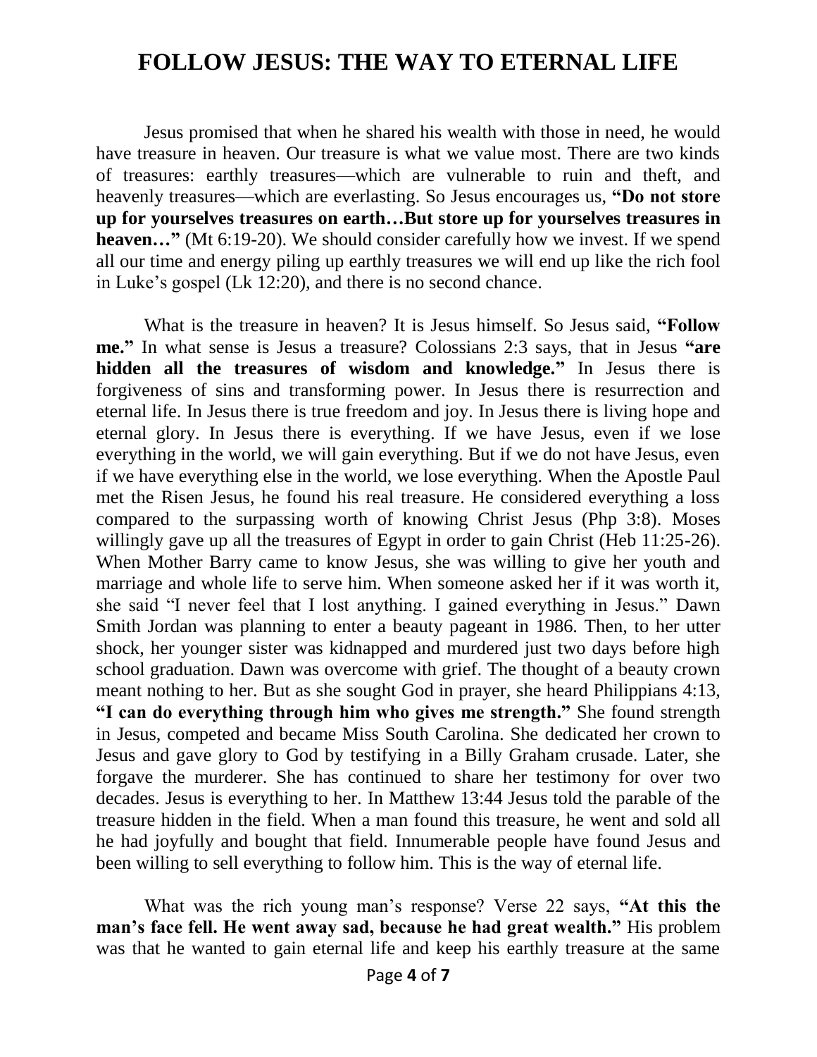# FOLLOW JESUS: THE WAY TO ETERNAL LIFE

Jesus promised that when he shared his wealth with those in need, he would have treasure in heaven. Our treasure is what we value most. There are two kinds of treasures: earthly treasures—which are vulnerable to ruin and theft, and heavenly treasures—which are everlasting. So Jesus encourages us, **"Do not store up for yourselves treasures on earth…But store up for yourselves treasures in heaven…"** (Mt 6:19-20). We should consider carefully how we invest. If we spend all our time and energy piling up earthly treasures we will end up like the rich fool in Luke's gospel (Lk 12:20), and there is no second chance.

What is the treasure in heaven? It is Jesus himself. So Jesus said, **"Follow me."** In what sense is Jesus a treasure? Colossians 2:3 says, that in Jesus **"are hidden all the treasures of wisdom and knowledge."** In Jesus there is forgiveness of sins and transforming power. In Jesus there is resurrection and eternal life. In Jesus there is true freedom and joy. In Jesus there is living hope and eternal glory. In Jesus there is everything. If we have Jesus, even if we lose everything in the world, we will gain everything. But if we do not have Jesus, even if we have everything else in the world, we lose everything. When the Apostle Paul met the Risen Jesus, he found his real treasure. He considered everything a loss compared to the surpassing worth of knowing Christ Jesus (Php 3:8). Moses willingly gave up all the treasures of Egypt in order to gain Christ (Heb 11:25-26). When Mother Barry came to know Jesus, she was willing to give her youth and marriage and whole life to serve him. When someone asked her if it was worth it, she said "I never feel that I lost anything. I gained everything in Jesus." Dawn Smith Jordan was planning to enter a beauty pageant in 1986. Then, to her utter shock, her younger sister was kidnapped and murdered just two days before high school graduation. Dawn was overcome with grief. The thought of a beauty crown meant nothing to her. But as she sought God in prayer, she heard Philippians 4:13, **"I can do everything through him who gives me strength."** She found strength in Jesus, competed and became Miss South Carolina. She dedicated her crown to Jesus and gave glory to God by testifying in a Billy Graham crusade. Later, she forgave the murderer. She has continued to share her testimony for over two decades. Jesus is everything to her. In Matthew 13:44 Jesus told the parable of the treasure hidden in the field. When a man found this treasure, he went and sold all he had joyfully and bought that field. Innumerable people have found Jesus and been willing to sell everything to follow him. This is the way of eternal life.

What was the rich young man's response? Verse 22 says, **"At this the man's face fell. He went away sad, because he had great wealth."** His problem was that he wanted to gain eternal life and keep his earthly treasure at the same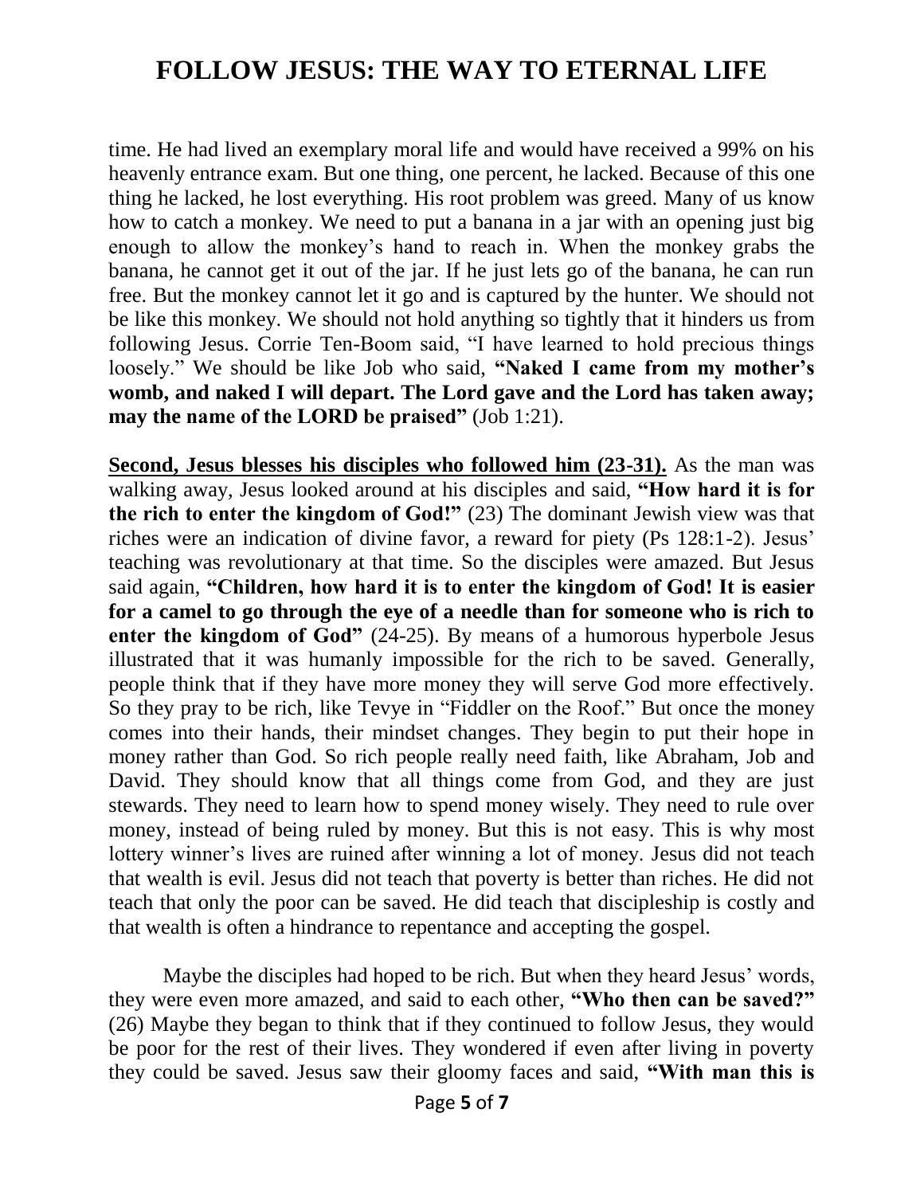time. He had lived an exemplary moral life and would have received a 99% on his heavenly entrance exam. But one thing, one percent, he lacked. Because of this one thing he lacked, he lost everything. His root problem was greed. Many of us know how to catch a monkey. We need to put a banana in a jar with an opening just big enough to allow the monkey's hand to reach in. When the monkey grabs the banana, he cannot get it out of the jar. If he just lets go of the banana, he can run free. But the monkey cannot let it go and is captured by the hunter. We should not be like this monkey. We should not hold anything so tightly that it hinders us from following Jesus. Corrie Ten-Boom said, "I have learned to hold precious things loosely." We should be like Job who said, **"Naked I came from my mother's womb, and naked I will depart. The Lord gave and the Lord has taken away; may the name of the LORD be praised"** (Job 1:21).

**Second, Jesus blesses his disciples who followed him (23-31).** As the man was walking away, Jesus looked around at his disciples and said, **"How hard it is for the rich to enter the kingdom of God!"** (23) The dominant Jewish view was that riches were an indication of divine favor, a reward for piety (Ps 128:1-2). Jesus' teaching was revolutionary at that time. So the disciples were amazed. But Jesus said again, **"Children, how hard it is to enter the kingdom of God! It is easier for a camel to go through the eye of a needle than for someone who is rich to enter the kingdom of God"** (24-25). By means of a humorous hyperbole Jesus illustrated that it was humanly impossible for the rich to be saved. Generally, people think that if they have more money they will serve God more effectively. So they pray to be rich, like Tevye in "Fiddler on the Roof." But once the money comes into their hands, their mindset changes. They begin to put their hope in money rather than God. So rich people really need faith, like Abraham, Job and David. They should know that all things come from God, and they are just stewards. They need to learn how to spend money wisely. They need to rule over money, instead of being ruled by money. But this is not easy. This is why most lottery winner's lives are ruined after winning a lot of money. Jesus did not teach that wealth is evil. Jesus did not teach that poverty is better than riches. He did not teach that only the poor can be saved. He did teach that discipleship is costly and that wealth is often a hindrance to repentance and accepting the gospel.

Maybe the disciples had hoped to be rich. But when they heard Jesus' words, they were even more amazed, and said to each other, **"Who then can be saved?"** (26) Maybe they began to think that if they continued to follow Jesus, they would be poor for the rest of their lives. They wondered if even after living in poverty they could be saved. Jesus saw their gloomy faces and said, **"With man this is**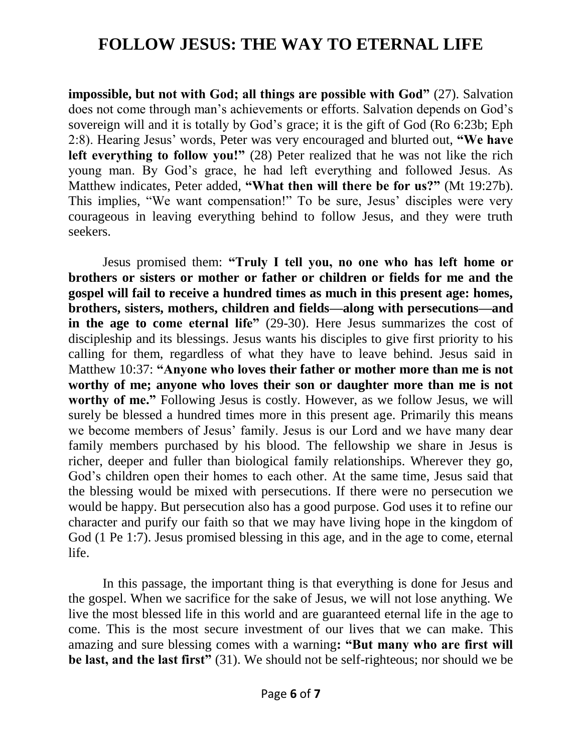**impossible, but not with God; all things are possible with God"** (27). Salvation does not come through man's achievements or efforts. Salvation depends on God's sovereign will and it is totally by God's grace; it is the gift of God (Ro 6:23b; Eph 2:8). Hearing Jesus' words, Peter was very encouraged and blurted out, **"We have left everything to follow you!"** (28) Peter realized that he was not like the rich young man. By God's grace, he had left everything and followed Jesus. As Matthew indicates, Peter added, **"What then will there be for us?"** (Mt 19:27b). This implies, "We want compensation!" To be sure, Jesus' disciples were very courageous in leaving everything behind to follow Jesus, and they were truth seekers.

Jesus promised them: **"Truly I tell you, no one who has left home or brothers or sisters or mother or father or children or fields for me and the gospel will fail to receive a hundred times as much in this present age: homes, brothers, sisters, mothers, children and fields—along with persecutions—and in the age to come eternal life"** (29-30). Here Jesus summarizes the cost of discipleship and its blessings. Jesus wants his disciples to give first priority to his calling for them, regardless of what they have to leave behind. Jesus said in Matthew 10:37: **"Anyone who loves their father or mother more than me is not worthy of me; anyone who loves their son or daughter more than me is not worthy of me."** Following Jesus is costly. However, as we follow Jesus, we will surely be blessed a hundred times more in this present age. Primarily this means we become members of Jesus' family. Jesus is our Lord and we have many dear family members purchased by his blood. The fellowship we share in Jesus is richer, deeper and fuller than biological family relationships. Wherever they go, God's children open their homes to each other. At the same time, Jesus said that the blessing would be mixed with persecutions. If there were no persecution we would be happy. But persecution also has a good purpose. God uses it to refine our character and purify our faith so that we may have living hope in the kingdom of God (1 Pe 1:7). Jesus promised blessing in this age, and in the age to come, eternal life.

In this passage, the important thing is that everything is done for Jesus and the gospel. When we sacrifice for the sake of Jesus, we will not lose anything. We live the most blessed life in this world and are guaranteed eternal life in the age to come. This is the most secure investment of our lives that we can make. This amazing and sure blessing comes with a warning**: "But many who are first will be last, and the last first"** (31). We should not be self-righteous; nor should we be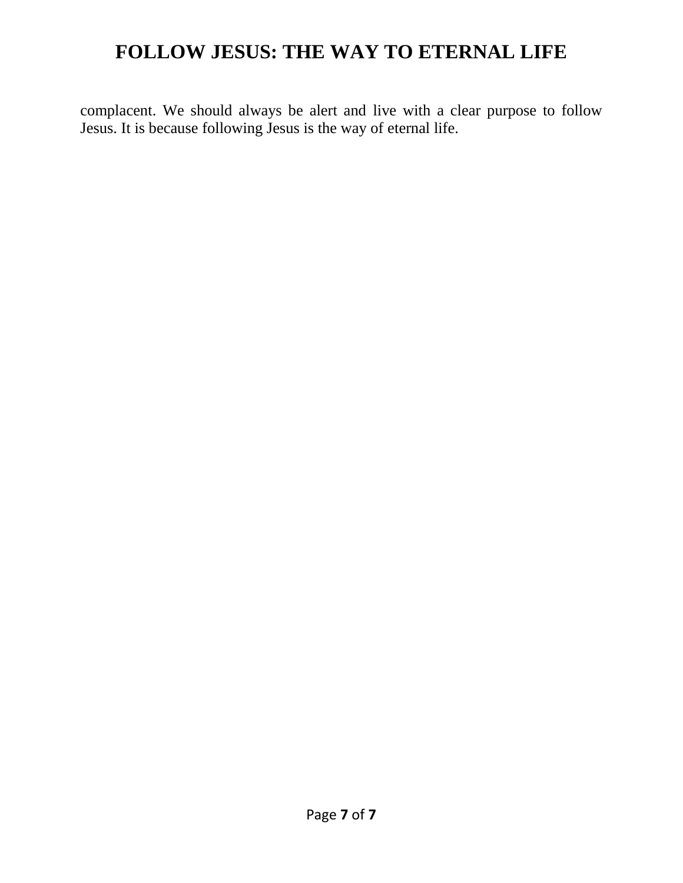complacent. We should always be alert and live with a clear purpose to follow Jesus. It is because following Jesus is the way of eternal life.